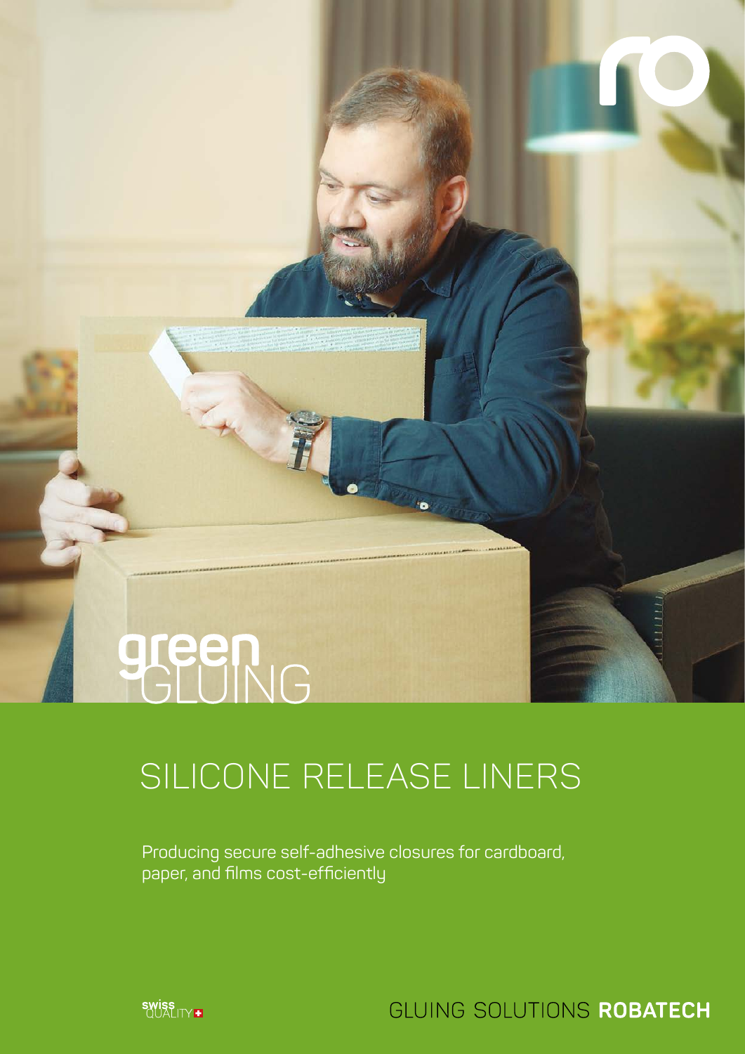green GLUING

# SILICONE RELEASE LINERS

Producing secure self-adhesive closures for cardboard, paper, and films cost-efficiently

swiss QUALITY

GLUING SOLUTIONS **ROBATECH**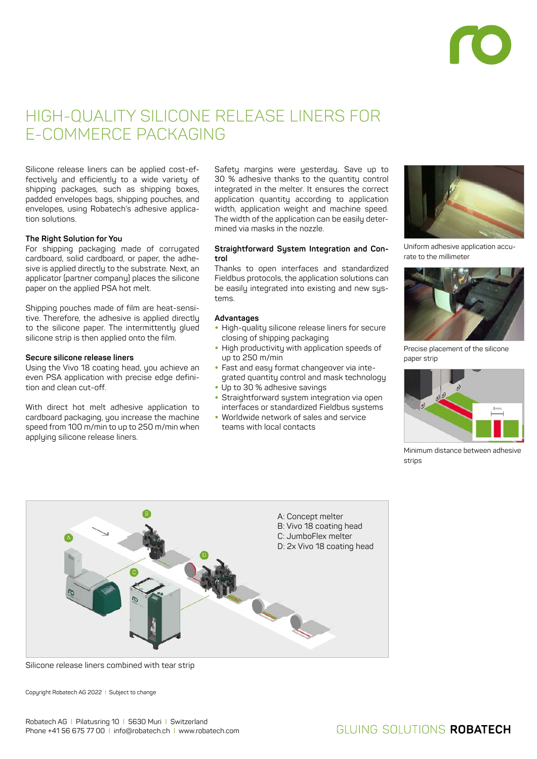# HIGH-QUALITY SILICONE RELEASE LINERS FOR E-COMMERCE PACKAGING

Silicone release liners can be applied cost-effectively and efficiently to a wide variety of shipping packages, such as shipping boxes, padded envelopes bags, shipping pouches, and envelopes, using Robatech's adhesive application solutions.

**The Right Solution for You**

For shipping packaging made of corrugated cardboard, solid cardboard, or paper, the adhesive is applied directly to the substrate. Next, an applicator (partner company) places the silicone paper on the applied PSA hot melt.

Shipping pouches made of film are heat-sensitive. Therefore, the adhesive is applied directly to the silicone paper. The intermittently glued silicone strip is then applied onto the film.

**Secure silicone release liners**

Using the Vivo 18 coating head, you achieve an even PSA application with precise edge definition and clean cut-off.

With direct hot melt adhesive application to cardboard packaging, you increase the machine speed from 100 m/min to up to 250 m/min when applying silicone release liners.

Safety margins were yesterday. Save up to 30 % adhesive thanks to the quantity control integrated in the melter. It ensures the correct application quantity according to application width, application weight and machine speed. The width of the application can be easily determined via masks in the nozzle.

**Straightforward System Integration and Control**

Thanks to open interfaces and standardized Fieldbus protocols, the application solutions can be easily integrated into existing and new systems.

**Advantages**

- High-quality silicone release liners for secure closing of shipping packaging
- High productivity with application speeds of up to 250 m/min
- Fast and easy format changeover via integrated quantity control and mask technology
- Up to 30 % adhesive savings
- Straightforward system integration via open interfaces or standardized Fieldbus systems
- Worldwide network of sales and service teams with local contacts

Uniform adhesive application accurate to the millimeter

Precise placement of the silicone paper strip

8mm

Minimum distance between adhesive strips

A: Concept melter
B: Vivo 18 coating head
C: JumboFlex melter
D: 2x Vivo 18 coating head

Silicone release liners combined with tear strip

Copyright Robatech AG 2022 | Subject to change

Robatech AG | Pilatusring 10 | 5630 Muri | Switzerland
Phone +41 56 675 77 00 | info@robatech.ch | www.robatech.com

GLUING SOLUTIONS **ROBATECH**